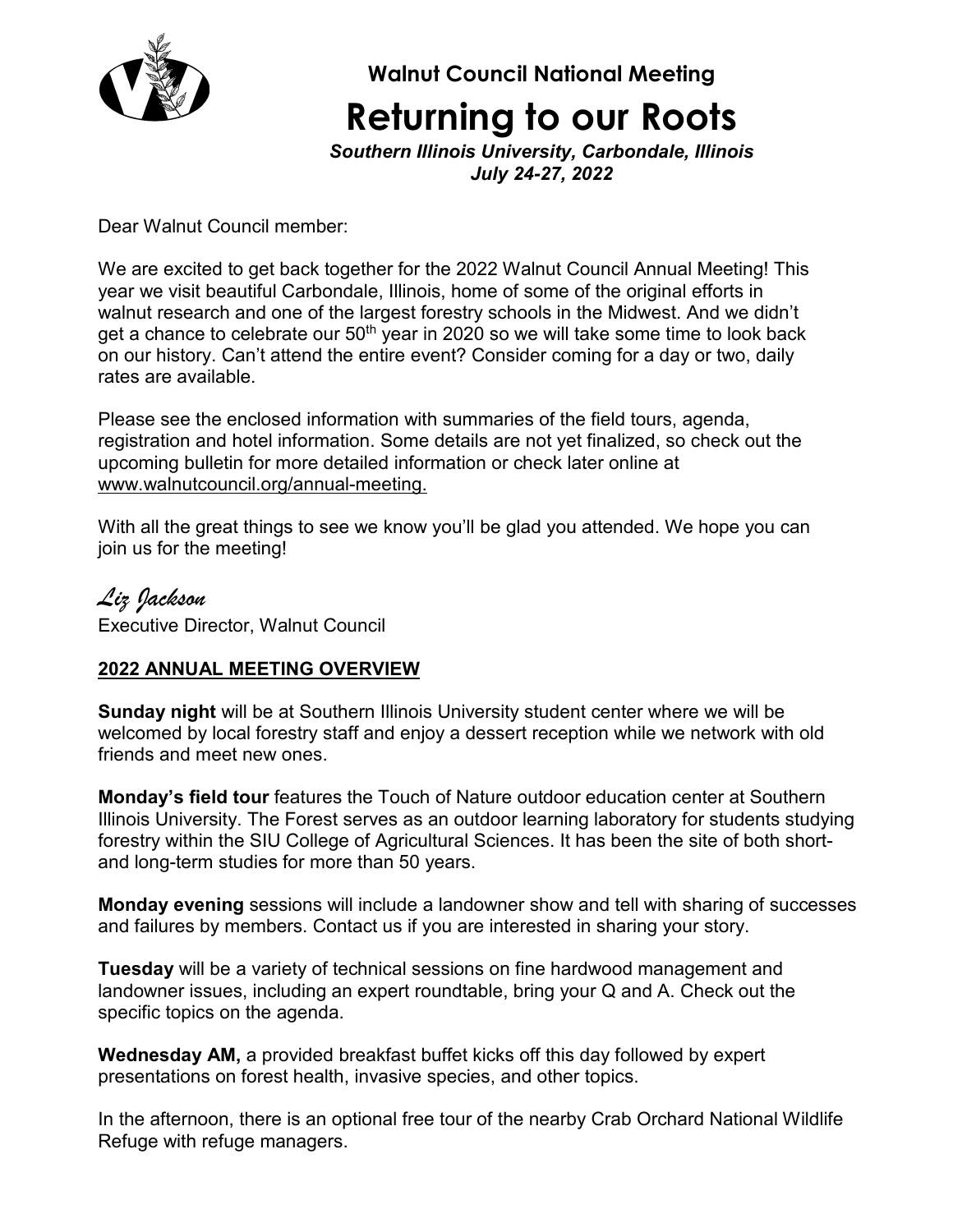# Walnut Council National Meeting

# Returning to our Roots

***Southern Illinois University, Carbondale, Illinois***
***July 24-27, 2022***

Dear Walnut Council member:

We are excited to get back together for the 2022 Walnut Council Annual Meeting! This year we visit beautiful Carbondale, Illinois, home of some of the original efforts in walnut research and one of the largest forestry schools in the Midwest. And we didn't get a chance to celebrate our 50th year in 2020 so we will take some time to look back on our history. Can't attend the entire event? Consider coming for a day or two, daily rates are available.

Please see the enclosed information with summaries of the field tours, agenda, registration and hotel information. Some details are not yet finalized, so check out the upcoming bulletin for more detailed information or check later online at www.walnutcouncil.org/annual-meeting.

With all the great things to see we know you'll be glad you attended. We hope you can join us for the meeting!

*Liz Jackson*
Executive Director, Walnut Council

## 2022 ANNUAL MEETING OVERVIEW

**Sunday night** will be at Southern Illinois University student center where we will be welcomed by local forestry staff and enjoy a dessert reception while we network with old friends and meet new ones.

**Monday's field tour** features the Touch of Nature outdoor education center at Southern Illinois University. The Forest serves as an outdoor learning laboratory for students studying forestry within the SIU College of Agricultural Sciences. It has been the site of both short- and long-term studies for more than 50 years.

**Monday evening** sessions will include a landowner show and tell with sharing of successes and failures by members. Contact us if you are interested in sharing your story.

**Tuesday** will be a variety of technical sessions on fine hardwood management and landowner issues, including an expert roundtable, bring your Q and A. Check out the specific topics on the agenda.

**Wednesday AM,** a provided breakfast buffet kicks off this day followed by expert presentations on forest health, invasive species, and other topics.

In the afternoon, there is an optional free tour of the nearby Crab Orchard National Wildlife Refuge with refuge managers.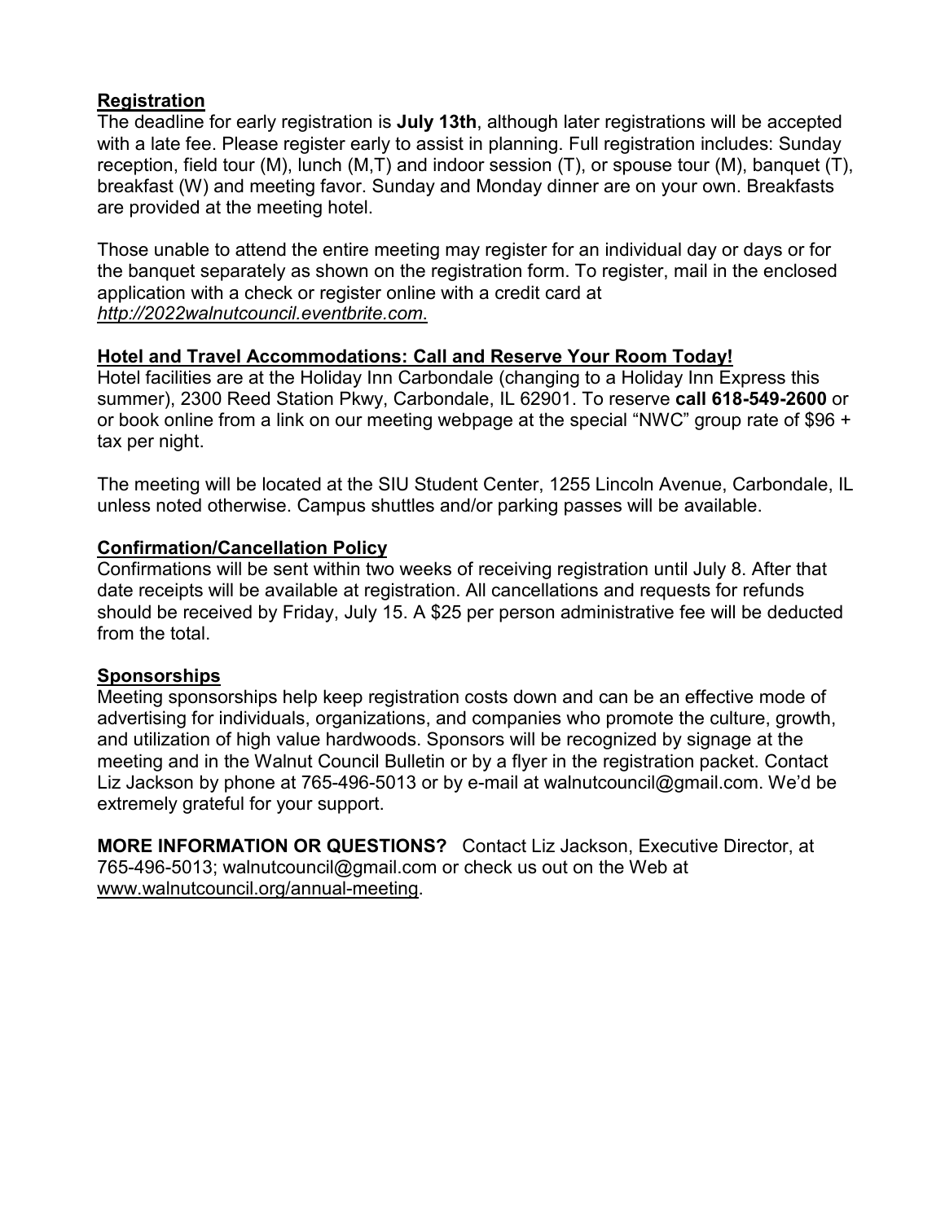## Registration

The deadline for early registration is **July 13th**, although later registrations will be accepted with a late fee. Please register early to assist in planning. Full registration includes: Sunday reception, field tour (M), lunch (M,T) and indoor session (T), or spouse tour (M), banquet (T), breakfast (W) and meeting favor. Sunday and Monday dinner are on your own. Breakfasts are provided at the meeting hotel.

Those unable to attend the entire meeting may register for an individual day or days or for the banquet separately as shown on the registration form. To register, mail in the enclosed application with a check or register online with a credit card at *http://2022walnutcouncil.eventbrite.com*.

## Hotel and Travel Accommodations: Call and Reserve Your Room Today!

Hotel facilities are at the Holiday Inn Carbondale (changing to a Holiday Inn Express this summer), 2300 Reed Station Pkwy, Carbondale, IL 62901. To reserve **call 618-549-2600** or or book online from a link on our meeting webpage at the special "NWC" group rate of $96 + tax per night.

The meeting will be located at the SIU Student Center, 1255 Lincoln Avenue, Carbondale, IL unless noted otherwise. Campus shuttles and/or parking passes will be available.

## Confirmation/Cancellation Policy

Confirmations will be sent within two weeks of receiving registration until July 8. After that date receipts will be available at registration. All cancellations and requests for refunds should be received by Friday, July 15. A $25 per person administrative fee will be deducted from the total.

## Sponsorships

Meeting sponsorships help keep registration costs down and can be an effective mode of advertising for individuals, organizations, and companies who promote the culture, growth, and utilization of high value hardwoods. Sponsors will be recognized by signage at the meeting and in the Walnut Council Bulletin or by a flyer in the registration packet. Contact Liz Jackson by phone at 765-496-5013 or by e-mail at walnutcouncil@gmail.com. We'd be extremely grateful for your support.

**MORE INFORMATION OR QUESTIONS?** Contact Liz Jackson, Executive Director, at 765-496-5013; walnutcouncil@gmail.com or check us out on the Web at www.walnutcouncil.org/annual-meeting.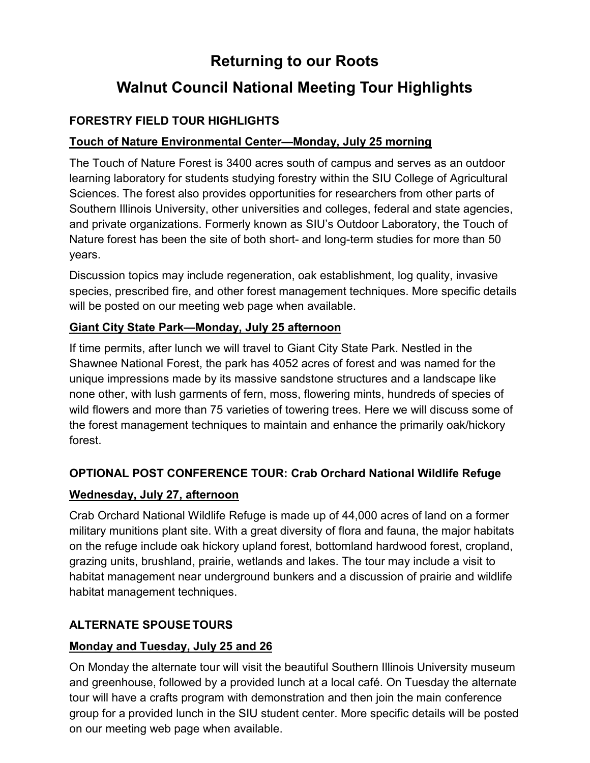# Returning to our Roots

# Walnut Council National Meeting Tour Highlights

### FORESTRY FIELD TOUR HIGHLIGHTS

#### Touch of Nature Environmental Center—Monday, July 25 morning

The Touch of Nature Forest is 3400 acres south of campus and serves as an outdoor learning laboratory for students studying forestry within the SIU College of Agricultural Sciences. The forest also provides opportunities for researchers from other parts of Southern Illinois University, other universities and colleges, federal and state agencies, and private organizations. Formerly known as SIU's Outdoor Laboratory, the Touch of Nature forest has been the site of both short- and long-term studies for more than 50 years.

Discussion topics may include regeneration, oak establishment, log quality, invasive species, prescribed fire, and other forest management techniques. More specific details will be posted on our meeting web page when available.

#### Giant City State Park—Monday, July 25 afternoon

If time permits, after lunch we will travel to Giant City State Park. Nestled in the Shawnee National Forest, the park has 4052 acres of forest and was named for the unique impressions made by its massive sandstone structures and a landscape like none other, with lush garments of fern, moss, flowering mints, hundreds of species of wild flowers and more than 75 varieties of towering trees. Here we will discuss some of the forest management techniques to maintain and enhance the primarily oak/hickory forest.

### OPTIONAL POST CONFERENCE TOUR: Crab Orchard National Wildlife Refuge

#### Wednesday, July 27, afternoon

Crab Orchard National Wildlife Refuge is made up of 44,000 acres of land on a former military munitions plant site. With a great diversity of flora and fauna, the major habitats on the refuge include oak hickory upland forest, bottomland hardwood forest, cropland, grazing units, brushland, prairie, wetlands and lakes. The tour may include a visit to habitat management near underground bunkers and a discussion of prairie and wildlife habitat management techniques.

### ALTERNATE SPOUSE TOURS

#### Monday and Tuesday, July 25 and 26

On Monday the alternate tour will visit the beautiful Southern Illinois University museum and greenhouse, followed by a provided lunch at a local café. On Tuesday the alternate tour will have a crafts program with demonstration and then join the main conference group for a provided lunch in the SIU student center. More specific details will be posted on our meeting web page when available.